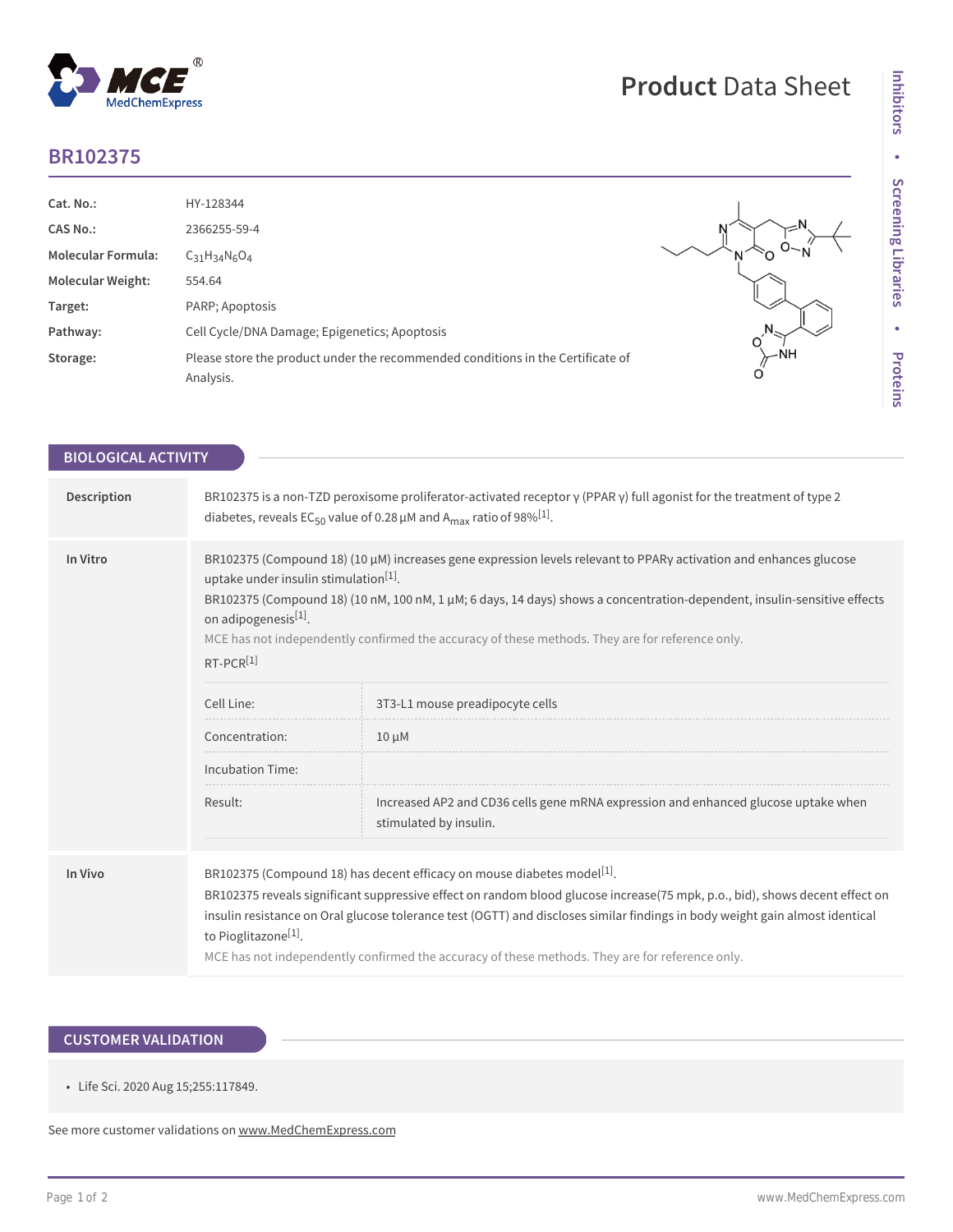# BR102375

| | |
|---|---|
| **Cat. No.:** | HY-128344 |
| **CAS No.:** | 2366255-59-4 |
| **Molecular Formula:** | $C_{31}H_{34}N_6O_4$ |
| **Molecular Weight:** | 554.64 |
| **Target:** | PARP; Apoptosis |
| **Pathway:** | Cell Cycle/DNA Damage; Epigenetics; Apoptosis |
| **Storage:** | Please store the product under the recommended conditions in the Certificate of Analysis. |

## BIOLOGICAL ACTIVITY

**Description**

BR102375 is a non-TZD peroxisome proliferator-activated receptor γ (PPAR γ) full agonist for the treatment of type 2 diabetes, reveals $EC_{50}$ value of 0.28 μM and $A_{max}$ ratio of 98%[1].

**In Vitro**

BR102375 (Compound 18) (10 μM) increases gene expression levels relevant to PPARγ activation and enhances glucose uptake under insulin stimulation[1].

BR102375 (Compound 18) (10 nM, 100 nM, 1 μM; 6 days, 14 days) shows a concentration-dependent, insulin-sensitive effects on adipogenesis[1].

MCE has not independently confirmed the accuracy of these methods. They are for reference only.

RT-PCR[1]

| | |
|---|---|
| Cell Line: | 3T3-L1 mouse preadipocyte cells |
| Concentration: | 10 μM |
| Incubation Time: | |
| Result: | Increased AP2 and CD36 cells gene mRNA expression and enhanced glucose uptake when stimulated by insulin. |

**In Vivo**

BR102375 (Compound 18) has decent efficacy on mouse diabetes model[1].

BR102375 reveals significant suppressive effect on random blood glucose increase(75 mpk, p.o., bid), shows decent effect on insulin resistance on Oral glucose tolerance test (OGTT) and discloses similar findings in body weight gain almost identical to Pioglitazone[1].

MCE has not independently confirmed the accuracy of these methods. They are for reference only.

## CUSTOMER VALIDATION

- Life Sci. 2020 Aug 15;255:117849.

See more customer validations on www.MedChemExpress.com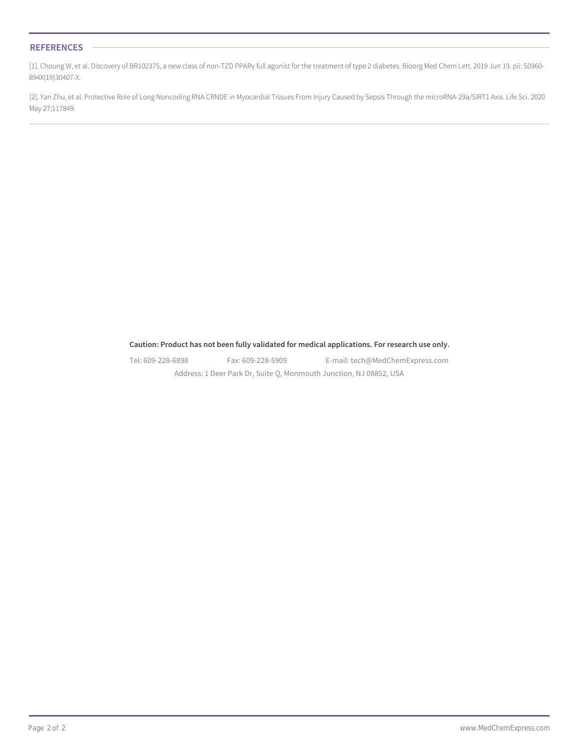## REFERENCES

[1]. Choung W, et al. Discovery of BR102375, a new class of non-TZD PPARγ full agonist for the treatment of type 2 diabetes. Bioorg Med Chem Lett. 2019 Jun 19. pii: S0960-894X(19)30407-X.

[2]. Yan Zhu, et al. Protective Role of Long Noncoding RNA CRNDE in Myocardial Tissues From Injury Caused by Sepsis Through the microRNA-29a/SIRT1 Axis. Life Sci. 2020 May 27;117849.

**Caution: Product has not been fully validated for medical applications. For research use only.**

Tel: 609-228-6898 Fax: 609-228-5909 E-mail: tech@MedChemExpress.com

Address: 1 Deer Park Dr, Suite Q, Monmouth Junction, NJ 08852, USA